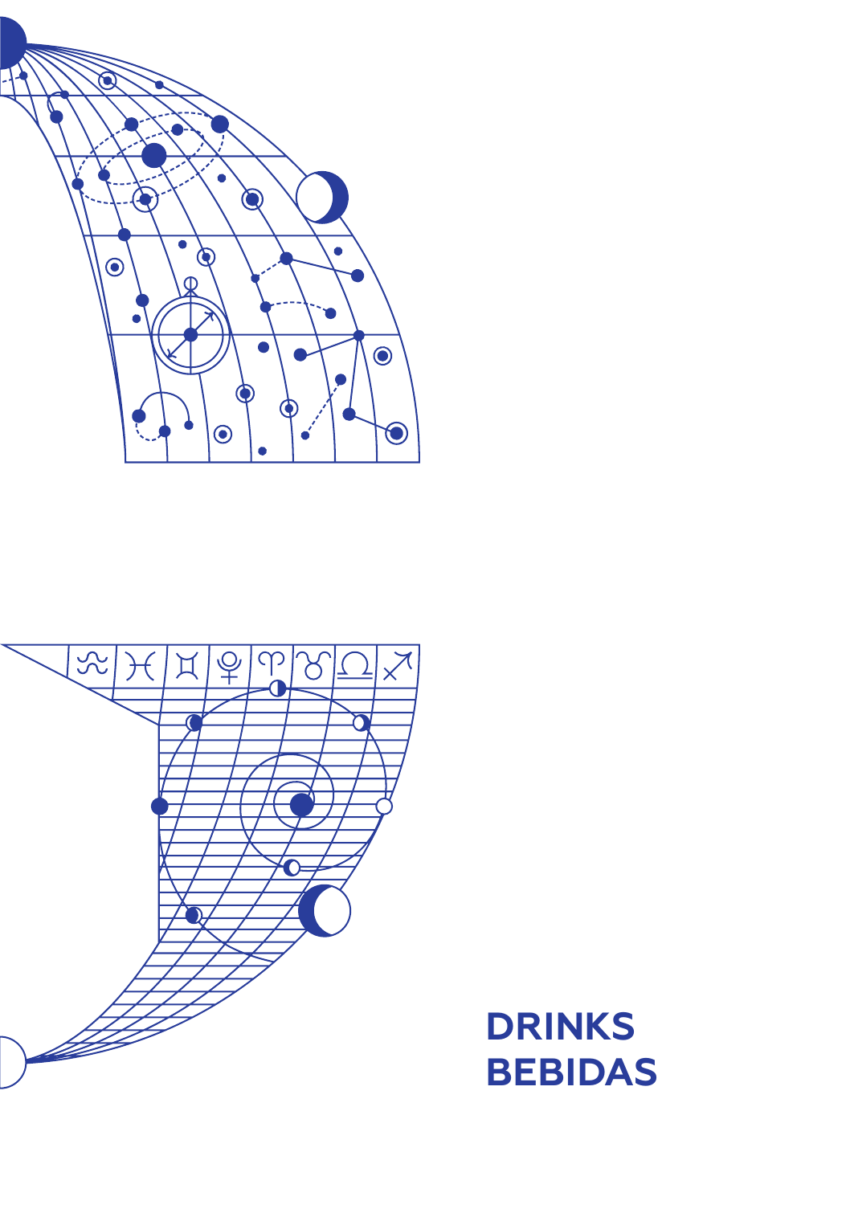# DRINKS
# BEBIDAS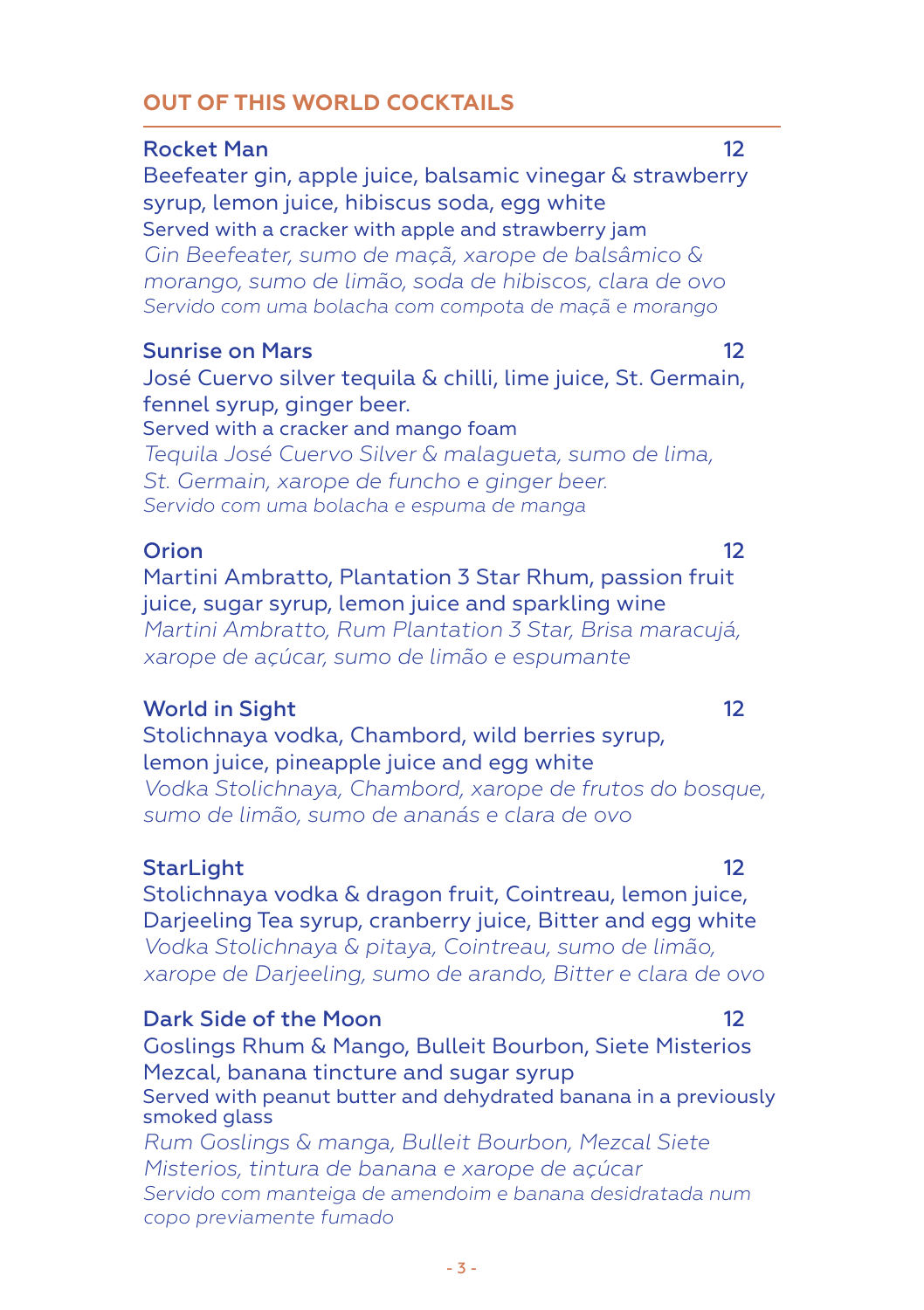## OUT OF THIS WORLD COCKTAILS

**Rocket Man** 12

Beefeater gin, apple juice, balsamic vinegar & strawberry syrup, lemon juice, hibiscus soda, egg white

Served with a cracker with apple and strawberry jam

*Gin Beefeater, sumo de maçã, xarope de balsâmico & morango, sumo de limão, soda de hibiscos, clara de ovo*

*Servido com uma bolacha com compota de maçã e morango*

**Sunrise on Mars** 12

José Cuervo silver tequila & chilli, lime juice, St. Germain, fennel syrup, ginger beer.

Served with a cracker and mango foam

*Tequila José Cuervo Silver & malagueta, sumo de lima, St. Germain, xarope de funcho e ginger beer.*

*Servido com uma bolacha e espuma de manga*

**Orion** 12

Martini Ambratto, Plantation 3 Star Rhum, passion fruit juice, sugar syrup, lemon juice and sparkling wine

*Martini Ambratto, Rum Plantation 3 Star, Brisa maracujá, xarope de açúcar, sumo de limão e espumante*

**World in Sight** 12

Stolichnaya vodka, Chambord, wild berries syrup, lemon juice, pineapple juice and egg white

*Vodka Stolichnaya, Chambord, xarope de frutos do bosque, sumo de limão, sumo de ananás e clara de ovo*

**StarLight** 12

Stolichnaya vodka & dragon fruit, Cointreau, lemon juice, Darjeeling Tea syrup, cranberry juice, Bitter and egg white

*Vodka Stolichnaya & pitaya, Cointreau, sumo de limão, xarope de Darjeeling, sumo de arando, Bitter e clara de ovo*

**Dark Side of the Moon** 12

Goslings Rhum & Mango, Bulleit Bourbon, Siete Misterios Mezcal, banana tincture and sugar syrup

Served with peanut butter and dehydrated banana in a previously smoked glass

*Rum Goslings & manga, Bulleit Bourbon, Mezcal Siete Misterios, tintura de banana e xarope de açúcar*

*Servido com manteiga de amendoim e banana desidratada num copo previamente fumado*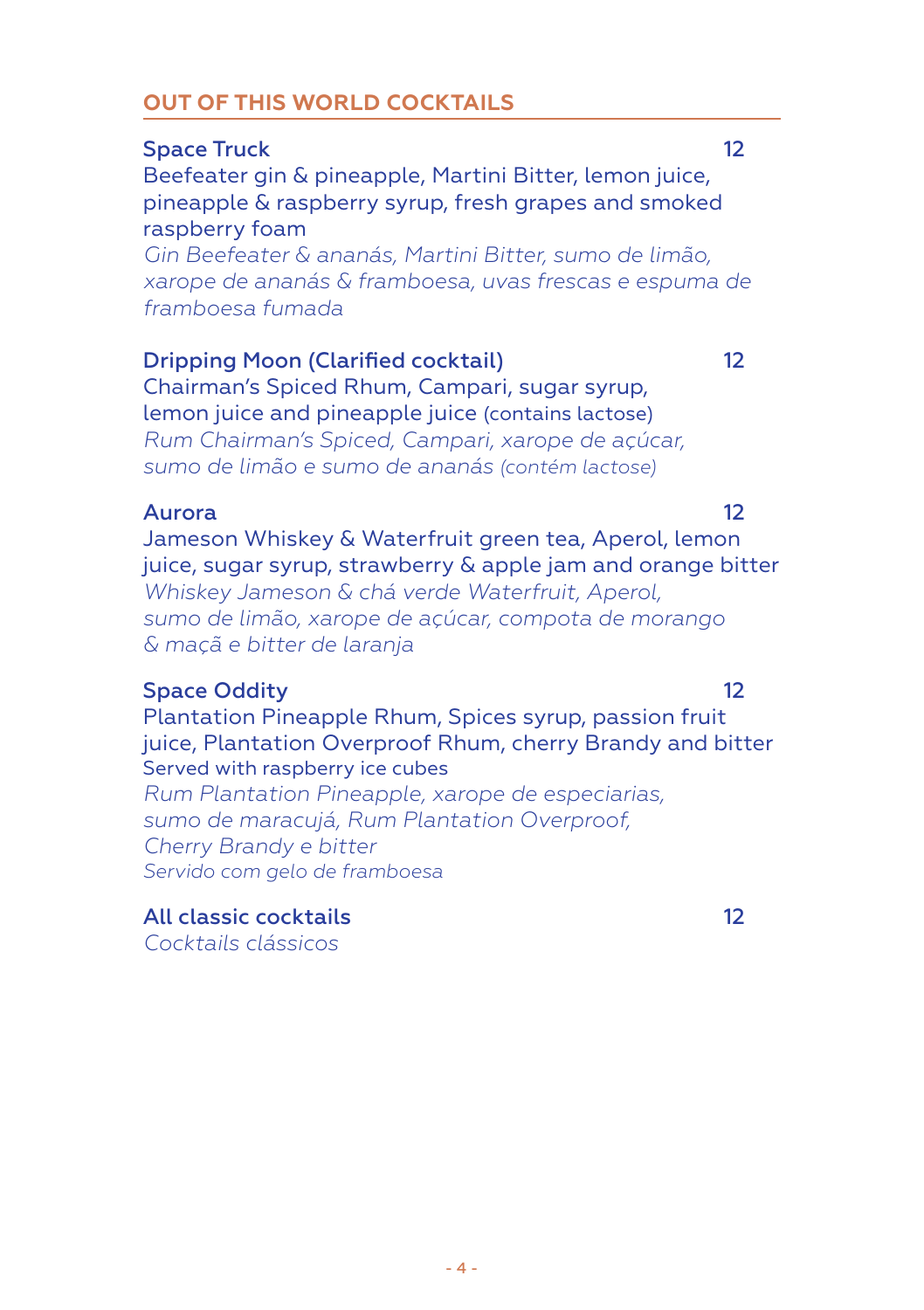## OUT OF THIS WORLD COCKTAILS

**Space Truck** 12
Beefeater gin & pineapple, Martini Bitter, lemon juice, pineapple & raspberry syrup, fresh grapes and smoked raspberry foam
*Gin Beefeater & ananás, Martini Bitter, sumo de limão, xarope de ananás & framboesa, uvas frescas e espuma de framboesa fumada*

**Dripping Moon (Clarified cocktail)** 12
Chairman's Spiced Rhum, Campari, sugar syrup, lemon juice and pineapple juice (contains lactose)
*Rum Chairman's Spiced, Campari, xarope de açúcar, sumo de limão e sumo de ananás (contém lactose)*

**Aurora** 12
Jameson Whiskey & Waterfruit green tea, Aperol, lemon juice, sugar syrup, strawberry & apple jam and orange bitter
*Whiskey Jameson & chá verde Waterfruit, Aperol, sumo de limão, xarope de açúcar, compota de morango & maçã e bitter de laranja*

**Space Oddity** 12
Plantation Pineapple Rhum, Spices syrup, passion fruit juice, Plantation Overproof Rhum, cherry Brandy and bitter
Served with raspberry ice cubes
*Rum Plantation Pineapple, xarope de especiarias, sumo de maracujá, Rum Plantation Overproof, Cherry Brandy e bitter*
*Servido com gelo de framboesa*

**All classic cocktails** 12
*Cocktails clássicos*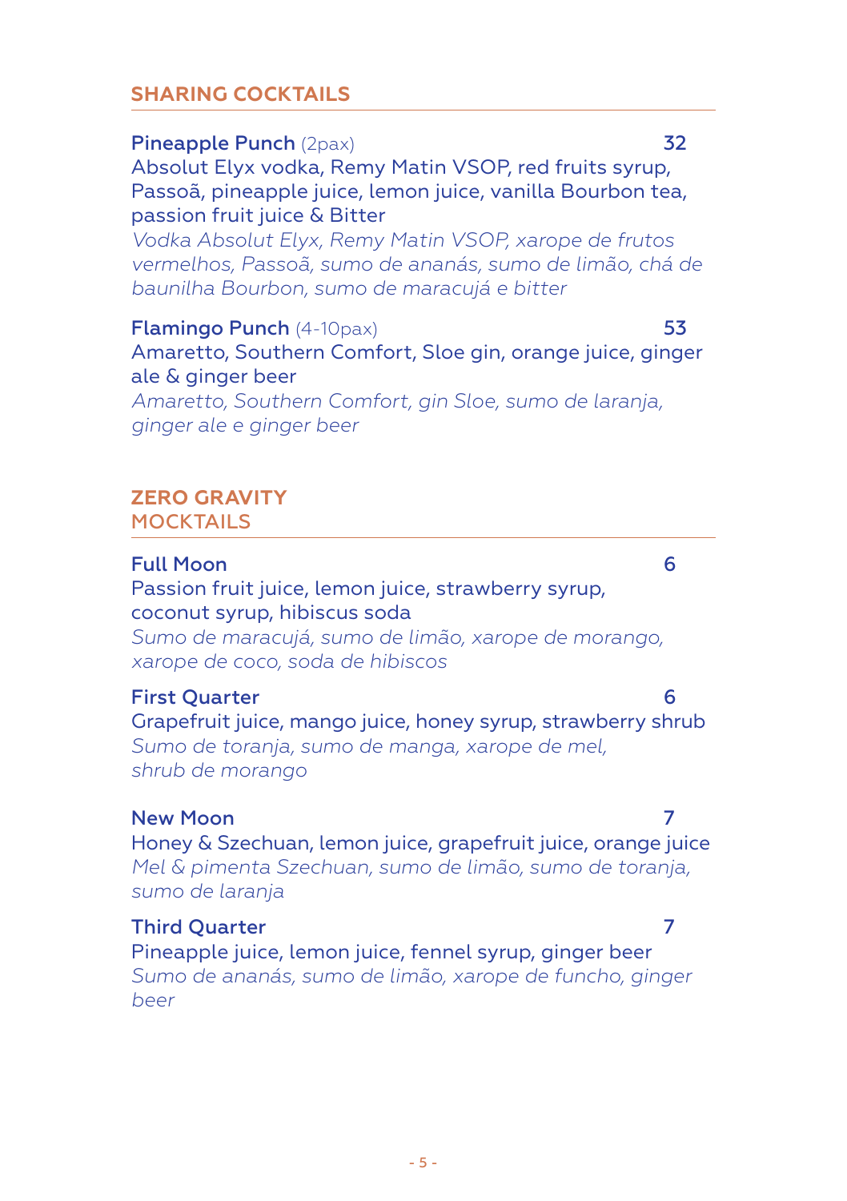## SHARING COCKTAILS

**Pineapple Punch** (2pax) **32**
Absolut Elyx vodka, Remy Matin VSOP, red fruits syrup, Passoã, pineapple juice, lemon juice, vanilla Bourbon tea, passion fruit juice & Bitter
*Vodka Absolut Elyx, Remy Matin VSOP, xarope de frutos vermelhos, Passoã, sumo de ananás, sumo de limão, chá de baunilha Bourbon, sumo de maracujá e bitter*

**Flamingo Punch** (4-10pax) **53**
Amaretto, Southern Comfort, Sloe gin, orange juice, ginger ale & ginger beer
*Amaretto, Southern Comfort, gin Sloe, sumo de laranja, ginger ale e ginger beer*

## ZERO GRAVITY MOCKTAILS

**Full Moon** **6**
Passion fruit juice, lemon juice, strawberry syrup, coconut syrup, hibiscus soda
*Sumo de maracujá, sumo de limão, xarope de morango, xarope de coco, soda de hibiscos*

**First Quarter** **6**
Grapefruit juice, mango juice, honey syrup, strawberry shrub
*Sumo de toranja, sumo de manga, xarope de mel, shrub de morango*

**New Moon** **7**
Honey & Szechuan, lemon juice, grapefruit juice, orange juice
*Mel & pimenta Szechuan, sumo de limão, sumo de toranja, sumo de laranja*

**Third Quarter** **7**
Pineapple juice, lemon juice, fennel syrup, ginger beer
*Sumo de ananás, sumo de limão, xarope de funcho, ginger beer*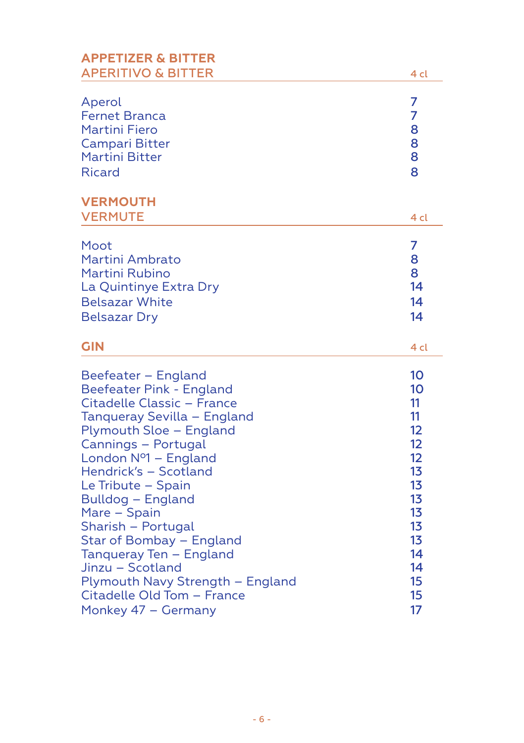## APPETIZER & BITTER
## APERITIVO & BITTER

| | 4 cl |
|---|---|
| Aperol | 7 |
| Fernet Branca | 7 |
| Martini Fiero | 8 |
| Campari Bitter | 8 |
| Martini Bitter | 8 |
| Ricard | 8 |

## VERMOUTH
## VERMUTE

| | 4 cl |
|---|---|
| Moot | 7 |
| Martini Ambrato | 8 |
| Martini Rubino | 8 |
| La Quintinye Extra Dry | 14 |
| Belsazar White | 14 |
| Belsazar Dry | 14 |

## GIN

| | 4 cl |
|---|---|
| Beefeater – England | 10 |
| Beefeater Pink - England | 10 |
| Citadelle Classic – France | 11 |
| Tanqueray Sevilla – England | 11 |
| Plymouth Sloe – England | 12 |
| Cannings – Portugal | 12 |
| London Nº1 – England | 12 |
| Hendrick's – Scotland | 13 |
| Le Tribute – Spain | 13 |
| Bulldog – England | 13 |
| Mare – Spain | 13 |
| Sharish – Portugal | 13 |
| Star of Bombay – England | 13 |
| Tanqueray Ten – England | 14 |
| Jinzu – Scotland | 14 |
| Plymouth Navy Strength – England | 15 |
| Citadelle Old Tom – France | 15 |
| Monkey 47 – Germany | 17 |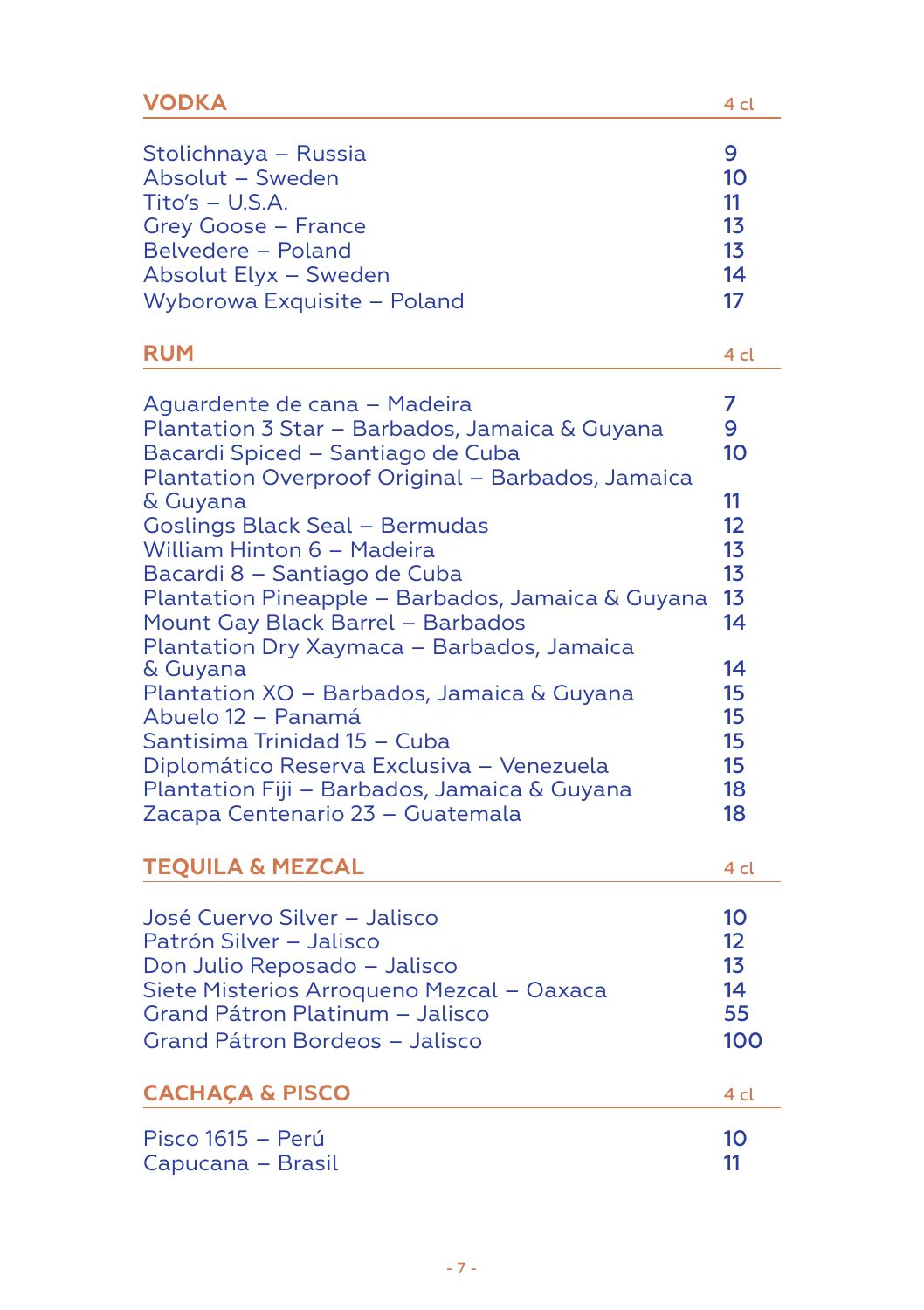| VODKA | 4 cl |
|---|---|
| Stolichnaya – Russia | 9 |
| Absolut – Sweden | 10 |
| Tito's – U.S.A. | 11 |
| Grey Goose – France | 13 |
| Belvedere – Poland | 13 |
| Absolut Elyx – Sweden | 14 |
| Wyborowa Exquisite – Poland | 17 |

| RUM | 4 cl |
|---|---|
| Aguardente de cana – Madeira | 7 |
| Plantation 3 Star – Barbados, Jamaica & Guyana | 9 |
| Bacardi Spiced – Santiago de Cuba | 10 |
| Plantation Overproof Original – Barbados, Jamaica & Guyana | 11 |
| Goslings Black Seal – Bermudas | 12 |
| William Hinton 6 – Madeira | 13 |
| Bacardi 8 – Santiago de Cuba | 13 |
| Plantation Pineapple – Barbados, Jamaica & Guyana | 13 |
| Mount Gay Black Barrel – Barbados | 14 |
| Plantation Dry Xaymaca – Barbados, Jamaica & Guyana | 14 |
| Plantation XO – Barbados, Jamaica & Guyana | 15 |
| Abuelo 12 – Panamá | 15 |
| Santisima Trinidad 15 – Cuba | 15 |
| Diplomático Reserva Exclusiva – Venezuela | 15 |
| Plantation Fiji – Barbados, Jamaica & Guyana | 18 |
| Zacapa Centenario 23 – Guatemala | 18 |

| TEQUILA & MEZCAL | 4 cl |
|---|---|
| José Cuervo Silver – Jalisco | 10 |
| Patrón Silver – Jalisco | 12 |
| Don Julio Reposado – Jalisco | 13 |
| Siete Misterios Arroqueno Mezcal – Oaxaca | 14 |
| Grand Pátron Platinum – Jalisco | 55 |
| Grand Pátron Bordeos – Jalisco | 100 |

| CACHAÇA & PISCO | 4 cl |
|---|---|
| Pisco 1615 – Perú | 10 |
| Capucana – Brasil | 11 |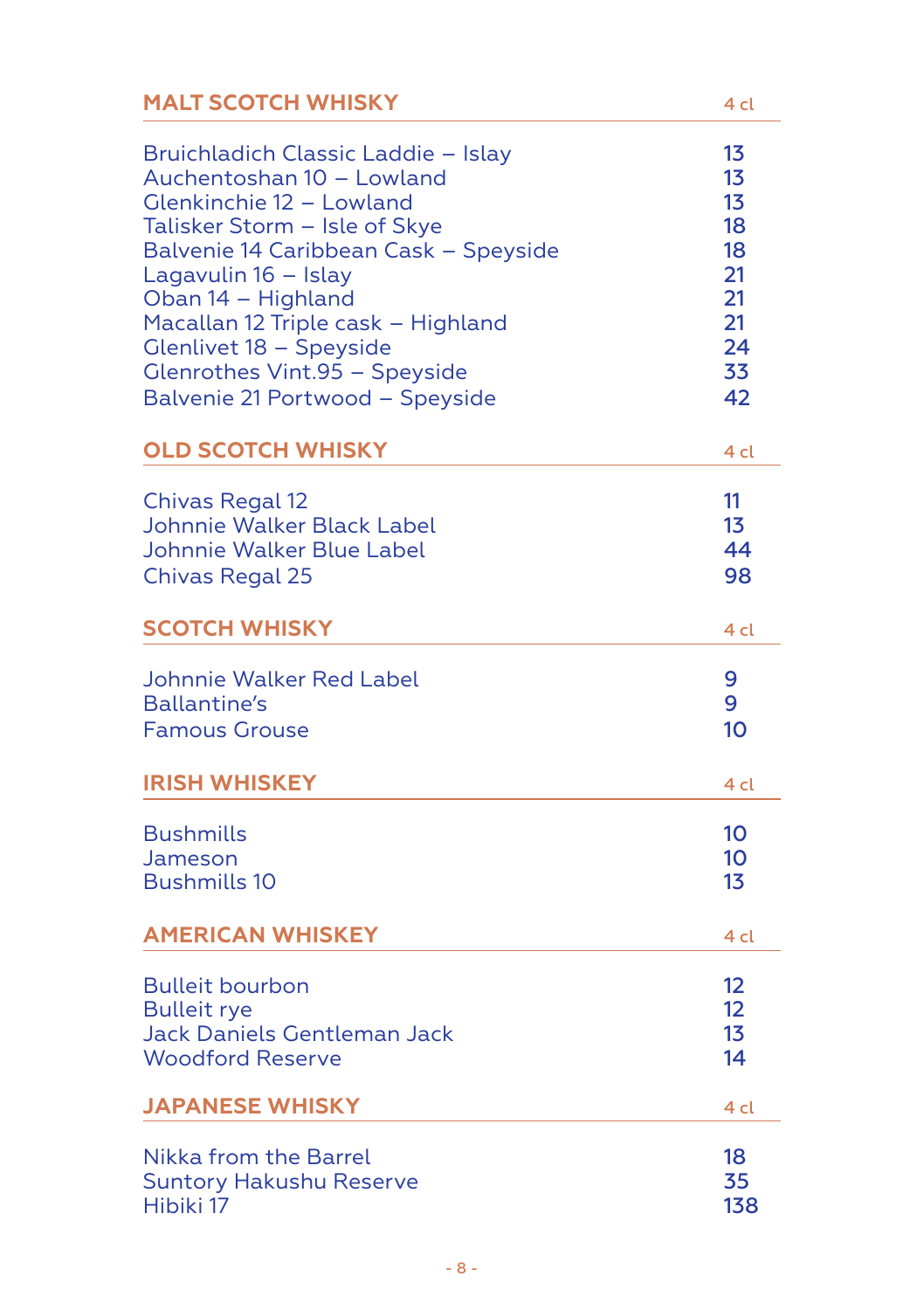| MALT SCOTCH WHISKY | 4 cl |
|---|---|
| Bruichladich Classic Laddie – Islay | 13 |
| Auchentoshan 10 – Lowland | 13 |
| Glenkinchie 12 – Lowland | 13 |
| Talisker Storm – Isle of Skye | 18 |
| Balvenie 14 Caribbean Cask – Speyside | 18 |
| Lagavulin 16 – Islay | 21 |
| Oban 14 – Highland | 21 |
| Macallan 12 Triple cask – Highland | 21 |
| Glenlivet 18 – Speyside | 24 |
| Glenrothes Vint.95 – Speyside | 33 |
| Balvenie 21 Portwood – Speyside | 42 |

| OLD SCOTCH WHISKY | 4 cl |
|---|---|
| Chivas Regal 12 | 11 |
| Johnnie Walker Black Label | 13 |
| Johnnie Walker Blue Label | 44 |
| Chivas Regal 25 | 98 |

| SCOTCH WHISKY | 4 cl |
|---|---|
| Johnnie Walker Red Label | 9 |
| Ballantine's | 9 |
| Famous Grouse | 10 |

| IRISH WHISKEY | 4 cl |
|---|---|
| Bushmills | 10 |
| Jameson | 10 |
| Bushmills 10 | 13 |

| AMERICAN WHISKEY | 4 cl |
|---|---|
| Bulleit bourbon | 12 |
| Bulleit rye | 12 |
| Jack Daniels Gentleman Jack | 13 |
| Woodford Reserve | 14 |

| JAPANESE WHISKY | 4 cl |
|---|---|
| Nikka from the Barrel | 18 |
| Suntory Hakushu Reserve | 35 |
| Hibiki 17 | 138 |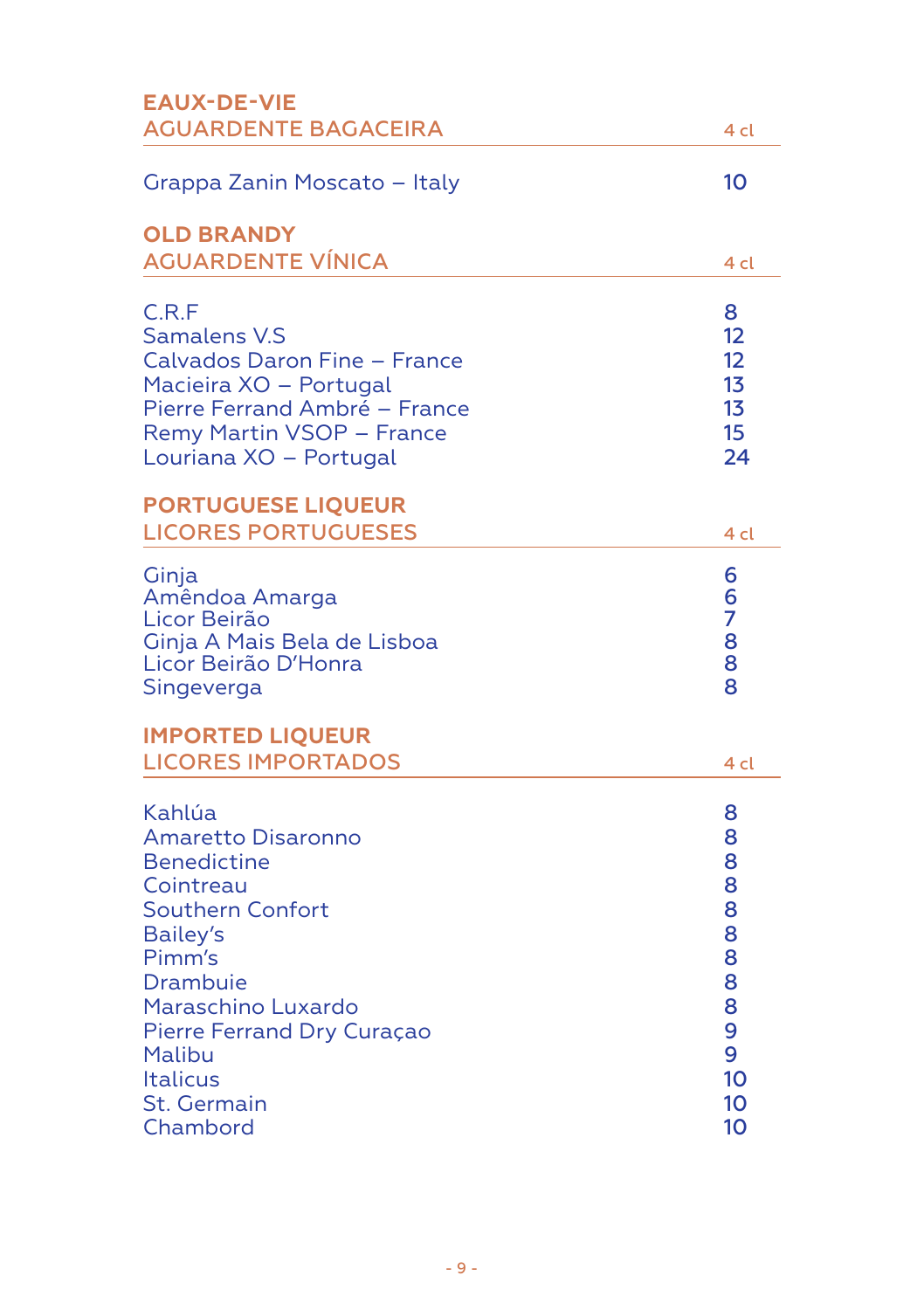## EAUX-DE-VIE

| AGUARDENTE BAGACEIRA | 4 cl |
| --- | --- |
| Grappa Zanin Moscato – Italy | 10 |

## OLD BRANDY

| AGUARDENTE VÍNICA | 4 cl |
| --- | --- |
| C.R.F | 8 |
| Samalens V.S | 12 |
| Calvados Daron Fine – France | 12 |
| Macieira XO – Portugal | 13 |
| Pierre Ferrand Ambré – France | 13 |
| Remy Martin VSOP – France | 15 |
| Louriana XO – Portugal | 24 |

## PORTUGUESE LIQUEUR

| LICORES PORTUGUESES | 4 cl |
| --- | --- |
| Ginja | 6 |
| Amêndoa Amarga | 6 |
| Licor Beirão | 7 |
| Ginja A Mais Bela de Lisboa | 8 |
| Licor Beirão D'Honra | 8 |
| Singeverga | 8 |

## IMPORTED LIQUEUR

| LICORES IMPORTADOS | 4 cl |
| --- | --- |
| Kahlúa | 8 |
| Amaretto Disaronno | 8 |
| Benedictine | 8 |
| Cointreau | 8 |
| Southern Confort | 8 |
| Bailey's | 8 |
| Pimm's | 8 |
| Drambuie | 8 |
| Maraschino Luxardo | 8 |
| Pierre Ferrand Dry Curaçao | 9 |
| Malibu | 9 |
| Italicus | 10 |
| St. Germain | 10 |
| Chambord | 10 |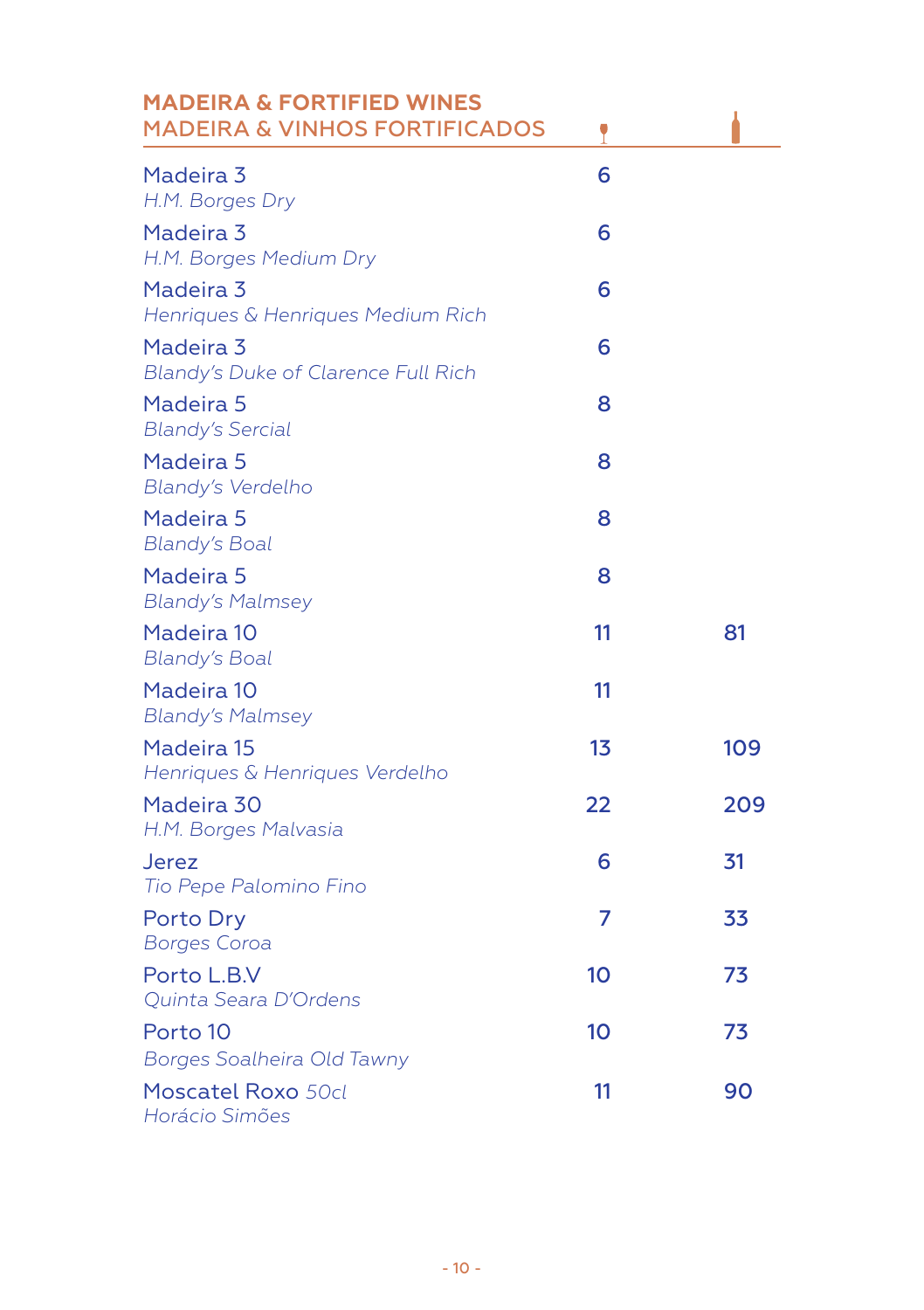## MADEIRA & FORTIFIED WINES
## MADEIRA & VINHOS FORTIFICADOS

| | Glass | Bottle |
|---|---|---|
| Madeira 3<br>*H.M. Borges Dry* | 6 | |
| Madeira 3<br>*H.M. Borges Medium Dry* | 6 | |
| Madeira 3<br>*Henriques & Henriques Medium Rich* | 6 | |
| Madeira 3<br>*Blandy's Duke of Clarence Full Rich* | 6 | |
| Madeira 5<br>*Blandy's Sercial* | 8 | |
| Madeira 5<br>*Blandy's Verdelho* | 8 | |
| Madeira 5<br>*Blandy's Boal* | 8 | |
| Madeira 5<br>*Blandy's Malmsey* | 8 | |
| Madeira 10<br>*Blandy's Boal* | 11 | 81 |
| Madeira 10<br>*Blandy's Malmsey* | 11 | |
| Madeira 15<br>*Henriques & Henriques Verdelho* | 13 | 109 |
| Madeira 30<br>*H.M. Borges Malvasia* | 22 | 209 |
| Jerez<br>*Tio Pepe Palomino Fino* | 6 | 31 |
| Porto Dry<br>*Borges Coroa* | 7 | 33 |
| Porto L.B.V<br>*Quinta Seara D'Ordens* | 10 | 73 |
| Porto 10<br>*Borges Soalheira Old Tawny* | 10 | 73 |
| Moscatel Roxo *50cl*<br>*Horácio Simões* | 11 | 90 |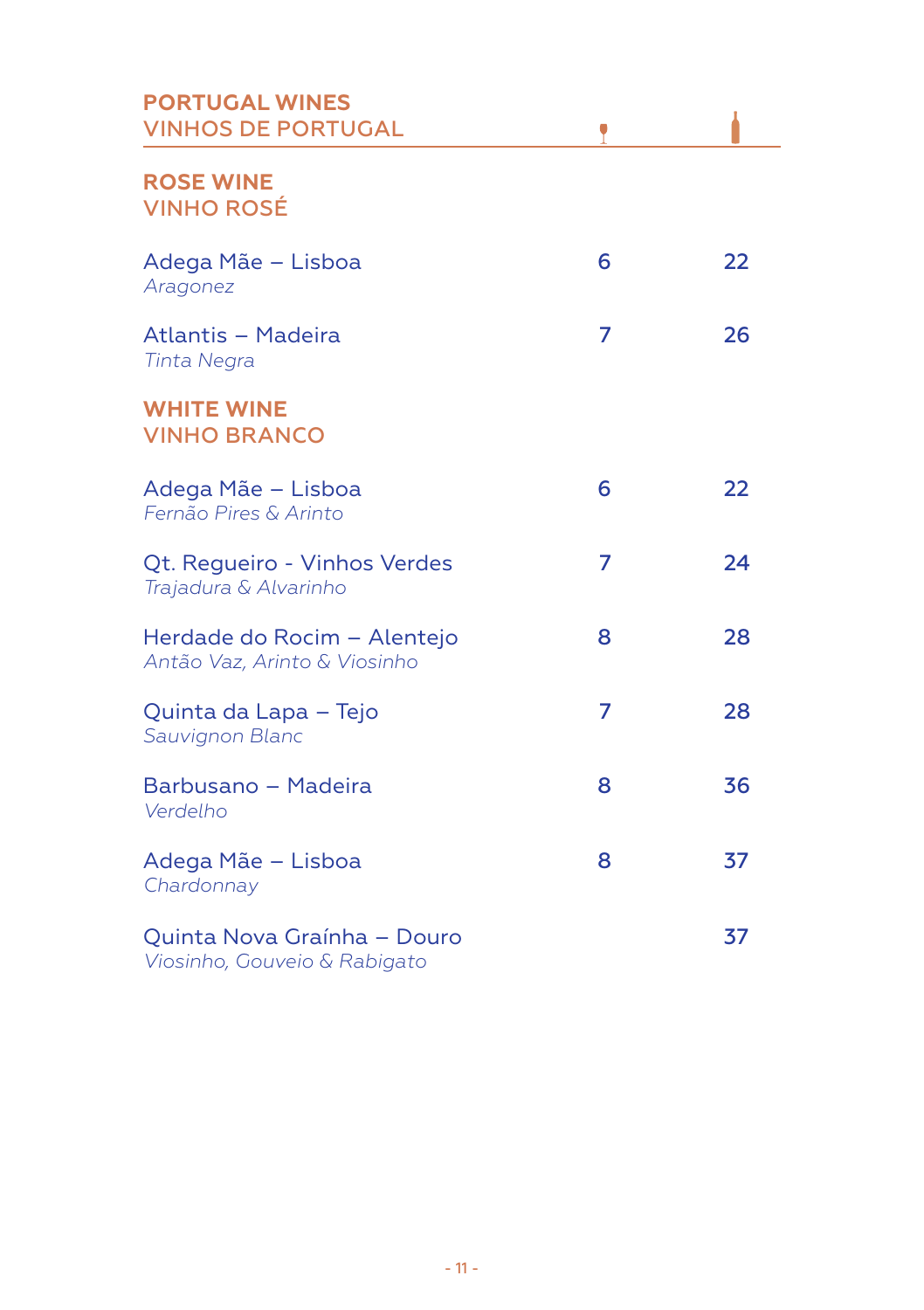# PORTUGAL WINES
# VINHOS DE PORTUGAL

| | Glass | Bottle |
|---|---|---|
| **ROSE WINE**<br>**VINHO ROSÉ** | | |
| Adega Mãe – Lisboa<br>*Aragonez* | 6 | 22 |
| Atlantis – Madeira<br>*Tinta Negra* | 7 | 26 |
| **WHITE WINE**<br>**VINHO BRANCO** | | |
| Adega Mãe – Lisboa<br>*Fernão Pires & Arinto* | 6 | 22 |
| Qt. Regueiro - Vinhos Verdes<br>*Trajadura & Alvarinho* | 7 | 24 |
| Herdade do Rocim – Alentejo<br>*Antão Vaz, Arinto & Viosinho* | 8 | 28 |
| Quinta da Lapa – Tejo<br>*Sauvignon Blanc* | 7 | 28 |
| Barbusano – Madeira<br>*Verdelho* | 8 | 36 |
| Adega Mãe – Lisboa<br>*Chardonnay* | 8 | 37 |
| Quinta Nova Graínha – Douro<br>*Viosinho, Gouveio & Rabigato* | | 37 |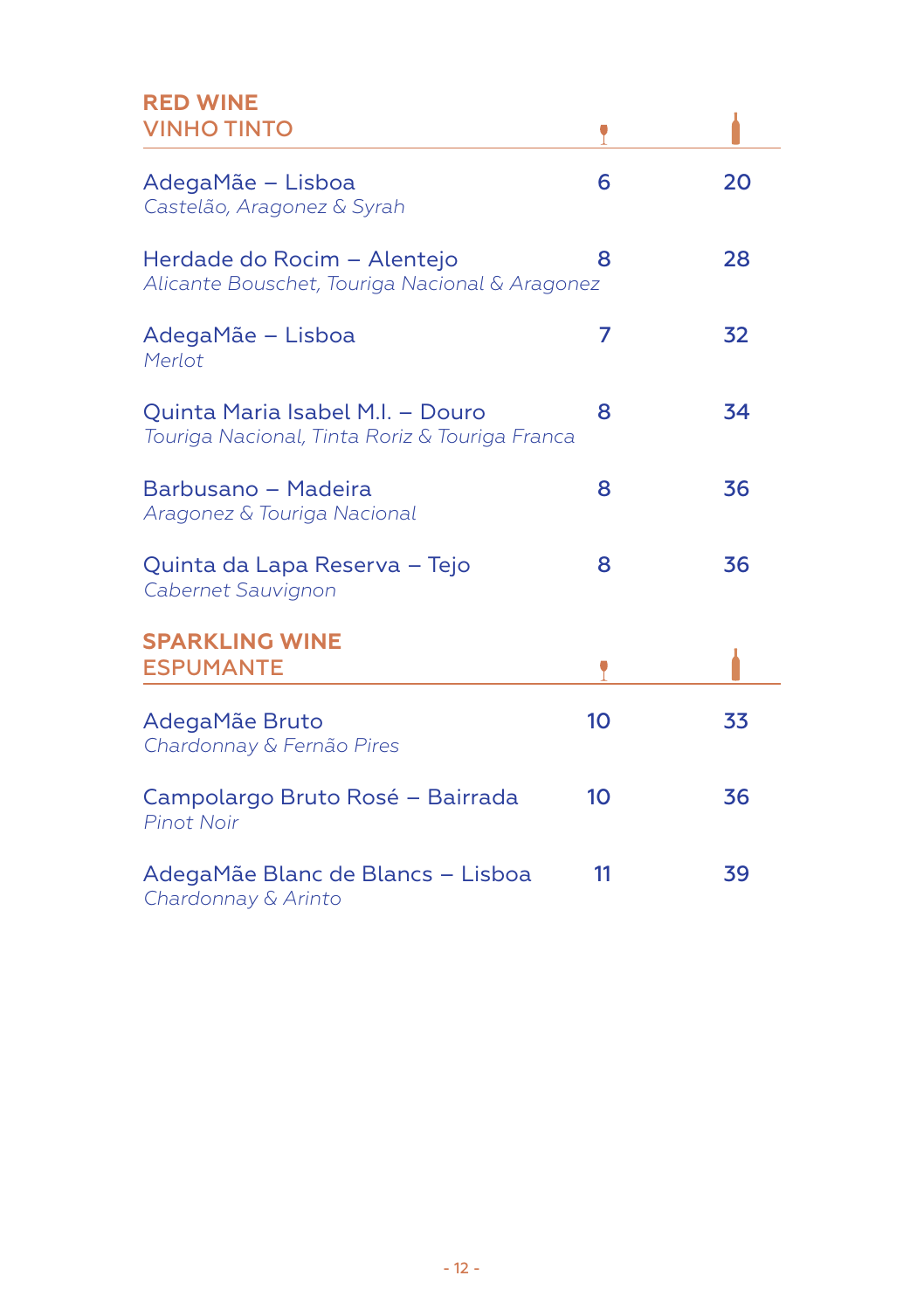## RED WINE
## VINHO TINTO

| | Glass | Bottle |
|---|---|---|
| AdegaMãe – Lisboa<br>*Castelão, Aragonez & Syrah* | 6 | 20 |
| Herdade do Rocim – Alentejo<br>*Alicante Bouschet, Touriga Nacional & Aragonez* | 8 | 28 |
| AdegaMãe – Lisboa<br>*Merlot* | 7 | 32 |
| Quinta Maria Isabel M.I. – Douro<br>*Touriga Nacional, Tinta Roriz & Touriga Franca* | 8 | 34 |
| Barbusano – Madeira<br>*Aragonez & Touriga Nacional* | 8 | 36 |
| Quinta da Lapa Reserva – Tejo<br>*Cabernet Sauvignon* | 8 | 36 |

## SPARKLING WINE
## ESPUMANTE

| | Glass | Bottle |
|---|---|---|
| AdegaMãe Bruto<br>*Chardonnay & Fernão Pires* | 10 | 33 |
| Campolargo Bruto Rosé – Bairrada<br>*Pinot Noir* | 10 | 36 |
| AdegaMãe Blanc de Blancs – Lisboa<br>*Chardonnay & Arinto* | 11 | 39 |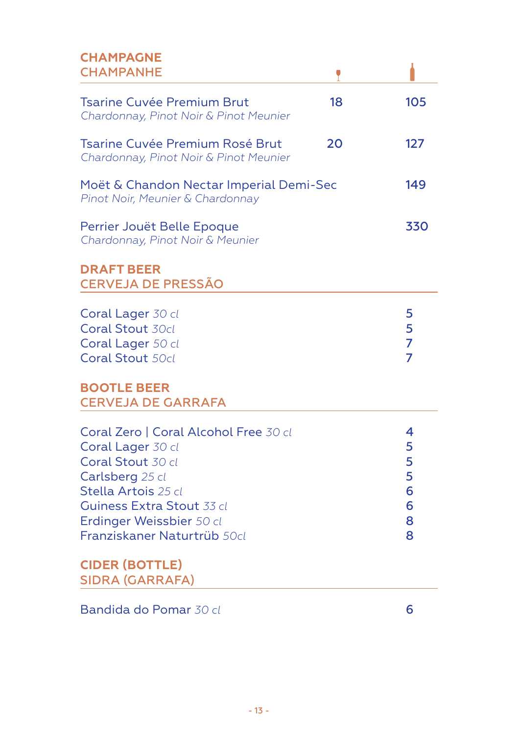## CHAMPAGNE
## CHAMPANHE

| | Glass | Bottle |
|---|---|---|
| Tsarine Cuvée Premium Brut<br>*Chardonnay, Pinot Noir & Pinot Meunier* | 18 | 105 |
| Tsarine Cuvée Premium Rosé Brut<br>*Chardonnay, Pinot Noir & Pinot Meunier* | 20 | 127 |
| Moët & Chandon Nectar Imperial Demi-Sec<br>*Pinot Noir, Meunier & Chardonnay* | | 149 |
| Perrier Jouët Belle Epoque<br>*Chardonnay, Pinot Noir & Meunier* | | 330 |

## DRAFT BEER
## CERVEJA DE PRESSÃO

| | |
|---|---|
| Coral Lager *30 cl* | 5 |
| Coral Stout *30cl* | 5 |
| Coral Lager *50 cl* | 7 |
| Coral Stout *50cl* | 7 |

## BOOTLE BEER
## CERVEJA DE GARRAFA

| | |
|---|---|
| Coral Zero \| Coral Alcohol Free *30 cl* | 4 |
| Coral Lager *30 cl* | 5 |
| Coral Stout *30 cl* | 5 |
| Carlsberg *25 cl* | 5 |
| Stella Artois *25 cl* | 6 |
| Guiness Extra Stout *33 cl* | 6 |
| Erdinger Weissbier *50 cl* | 8 |
| Franziskaner Naturtrüb *50cl* | 8 |

## CIDER (BOTTLE)
## SIDRA (GARRAFA)

| | |
|---|---|
| Bandida do Pomar *30 cl* | 6 |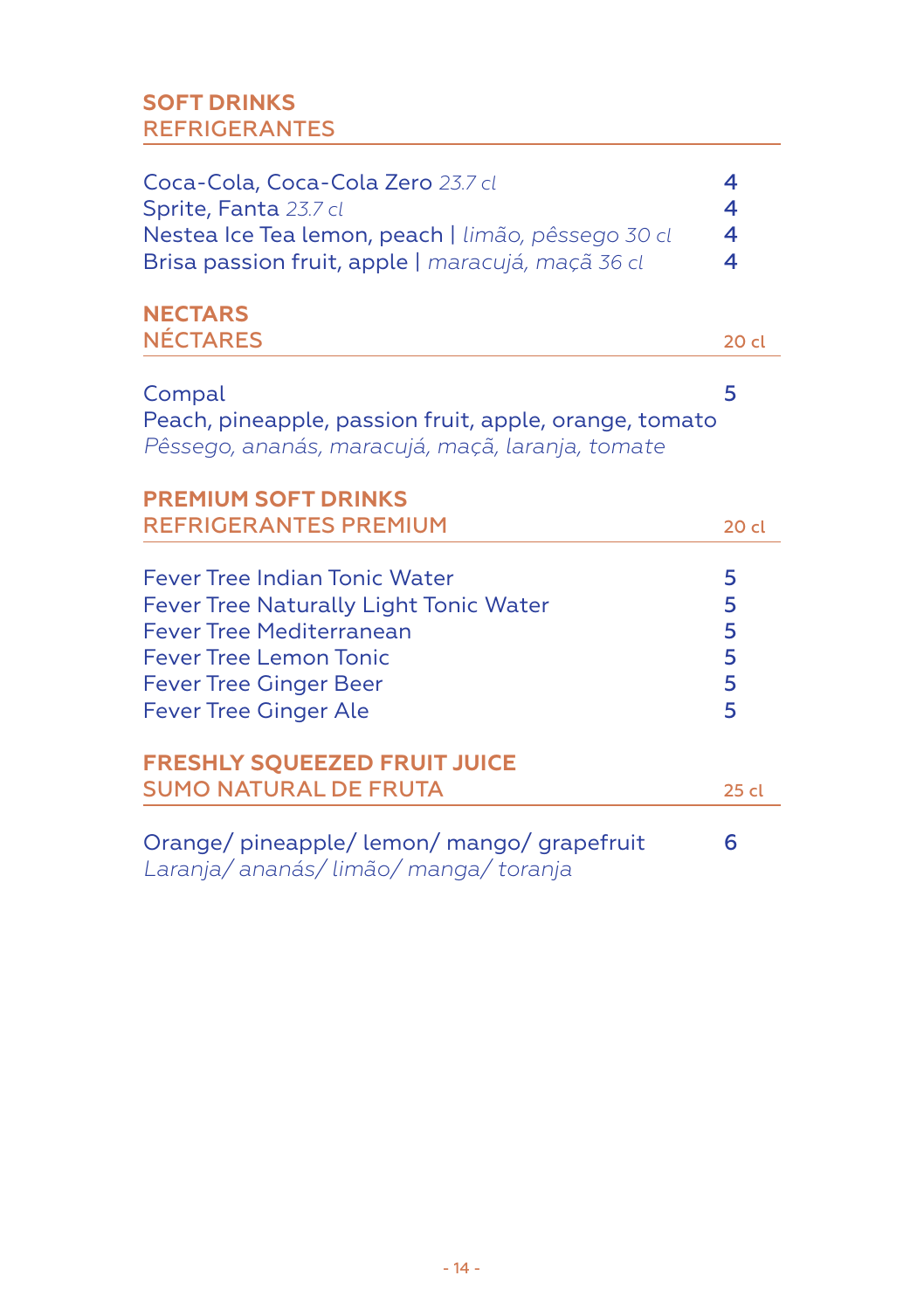## SOFT DRINKS
## REFRIGERANTES

| | |
|---|---|
| Coca-Cola, Coca-Cola Zero *23.7 cl* | 4 |
| Sprite, Fanta *23.7 cl* | 4 |
| Nestea Ice Tea lemon, peach \| *limão, pêssego 30 cl* | 4 |
| Brisa passion fruit, apple \| *maracujá, maçã 36 cl* | 4 |

## NECTARS
## NÉCTARES

20 cl

| | |
|---|---|
| Compal<br>Peach, pineapple, passion fruit, apple, orange, tomato<br>*Pêssego, ananás, maracujá, maçã, laranja, tomate* | 5 |

## PREMIUM SOFT DRINKS
## REFRIGERANTES PREMIUM

20 cl

| | |
|---|---|
| Fever Tree Indian Tonic Water | 5 |
| Fever Tree Naturally Light Tonic Water | 5 |
| Fever Tree Mediterranean | 5 |
| Fever Tree Lemon Tonic | 5 |
| Fever Tree Ginger Beer | 5 |
| Fever Tree Ginger Ale | 5 |

## FRESHLY SQUEEZED FRUIT JUICE
## SUMO NATURAL DE FRUTA

25 cl

| | |
|---|---|
| Orange/ pineapple/ lemon/ mango/ grapefruit<br>*Laranja/ ananás/ limão/ manga/ toranja* | 6 |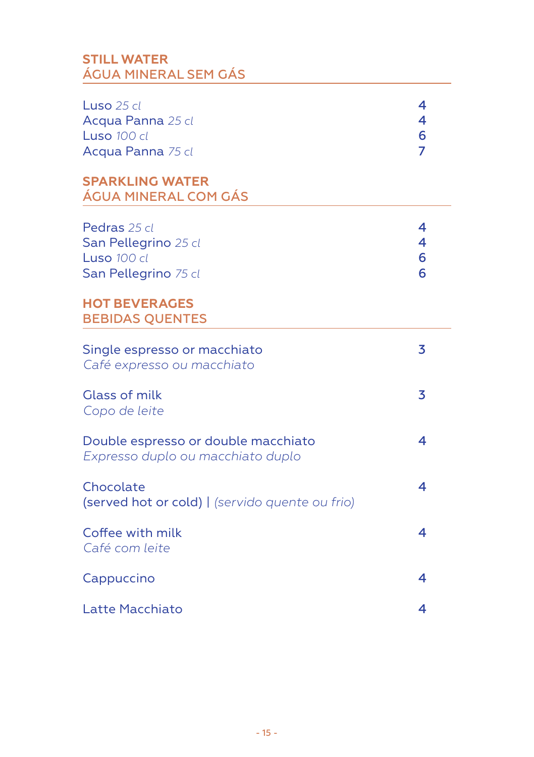## STILL WATER
## ÁGUA MINERAL SEM GÁS

| | |
|---|---|
| Luso *25 cl* | 4 |
| Acqua Panna *25 cl* | 4 |
| Luso *100 cl* | 6 |
| Acqua Panna *75 cl* | 7 |

## SPARKLING WATER
## ÁGUA MINERAL COM GÁS

| | |
|---|---|
| Pedras *25 cl* | 4 |
| San Pellegrino *25 cl* | 4 |
| Luso *100 cl* | 6 |
| San Pellegrino *75 cl* | 6 |

## HOT BEVERAGES
## BEBIDAS QUENTES

| | |
|---|---|
| Single espresso or macchiato<br>*Café expresso ou macchiato* | 3 |
| Glass of milk<br>*Copo de leite* | 3 |
| Double espresso or double macchiato<br>*Expresso duplo ou macchiato duplo* | 4 |
| Chocolate<br>(served hot or cold) \| *(servido quente ou frio)* | 4 |
| Coffee with milk<br>*Café com leite* | 4 |
| Cappuccino | 4 |
| Latte Macchiato | 4 |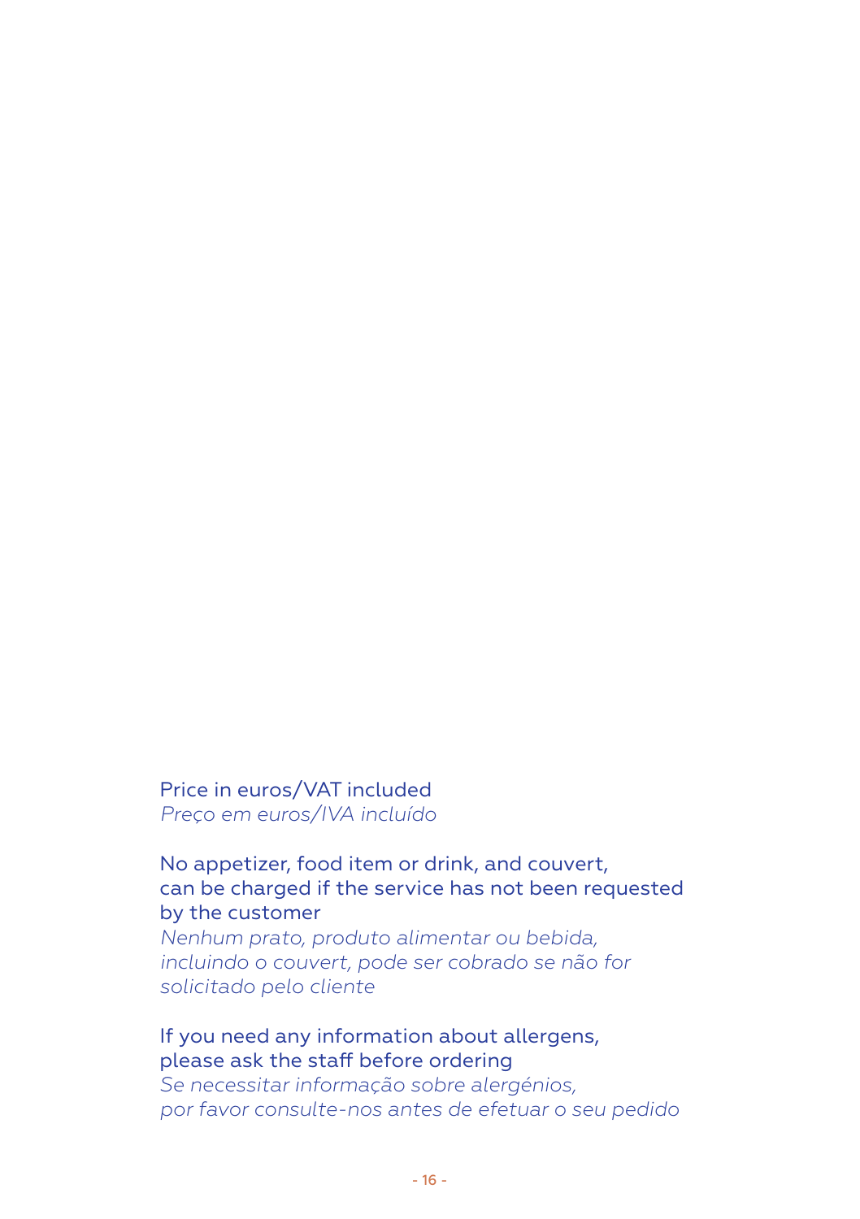Price in euros/VAT included
*Preço em euros/IVA incluído*

No appetizer, food item or drink, and couvert, can be charged if the service has not been requested by the customer
*Nenhum prato, produto alimentar ou bebida, incluindo o couvert, pode ser cobrado se não for solicitado pelo cliente*

If you need any information about allergens, please ask the staff before ordering
*Se necessitar informação sobre alergénios, por favor consulte-nos antes de efetuar o seu pedido*